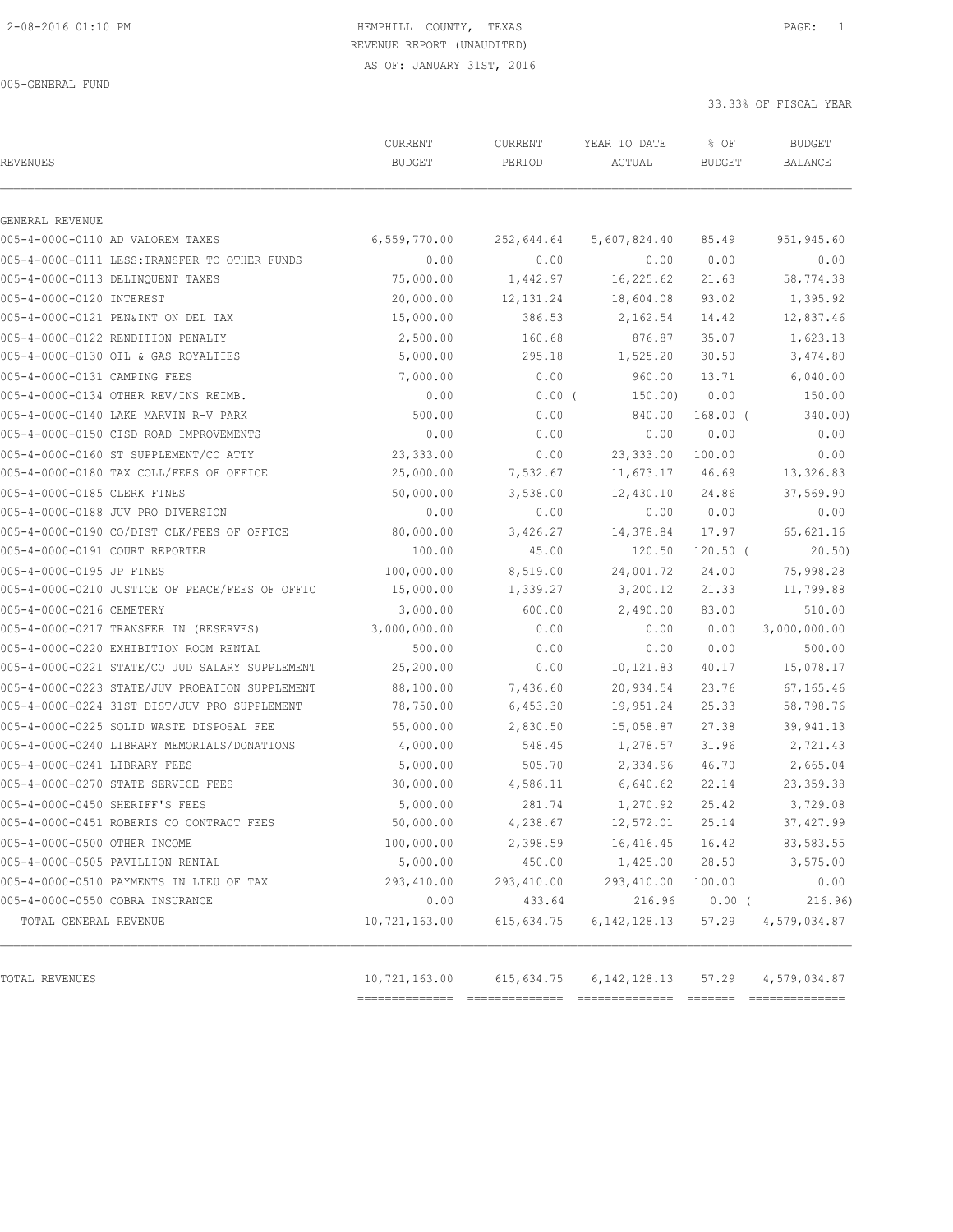HEMPHILL COUNTY, TEXAS

REVENUE REPORT (UNAUDITED)

AS OF: JANUARY 31ST, 2016

005-GENERAL FUND

33.33% OF FISCAL YEAR

| REVENUES | CURRENT BUDGET | CURRENT PERIOD | YEAR TO DATE ACTUAL | % OF BUDGET | BUDGET BALANCE |
|---|---|---|---|---|---|
| GENERAL REVENUE | | | | | |
| 005-4-0000-0110 AD VALOREM TAXES | 6,559,770.00 | 252,644.64 | 5,607,824.40 | 85.49 | 951,945.60 |
| 005-4-0000-0111 LESS:TRANSFER TO OTHER FUNDS | 0.00 | 0.00 | 0.00 | 0.00 | 0.00 |
| 005-4-0000-0113 DELINQUENT TAXES | 75,000.00 | 1,442.97 | 16,225.62 | 21.63 | 58,774.38 |
| 005-4-0000-0120 INTEREST | 20,000.00 | 12,131.24 | 18,604.08 | 93.02 | 1,395.92 |
| 005-4-0000-0121 PEN&INT ON DEL TAX | 15,000.00 | 386.53 | 2,162.54 | 14.42 | 12,837.46 |
| 005-4-0000-0122 RENDITION PENALTY | 2,500.00 | 160.68 | 876.87 | 35.07 | 1,623.13 |
| 005-4-0000-0130 OIL & GAS ROYALTIES | 5,000.00 | 295.18 | 1,525.20 | 30.50 | 3,474.80 |
| 005-4-0000-0131 CAMPING FEES | 7,000.00 | 0.00 | 960.00 | 13.71 | 6,040.00 |
| 005-4-0000-0134 OTHER REV/INS REIMB. | 0.00 | 0.00 ( | 150.00) | 0.00 | 150.00 |
| 005-4-0000-0140 LAKE MARVIN R-V PARK | 500.00 | 0.00 | 840.00 | 168.00 ( | 340.00) |
| 005-4-0000-0150 CISD ROAD IMPROVEMENTS | 0.00 | 0.00 | 0.00 | 0.00 | 0.00 |
| 005-4-0000-0160 ST SUPPLEMENT/CO ATTY | 23,333.00 | 0.00 | 23,333.00 | 100.00 | 0.00 |
| 005-4-0000-0180 TAX COLL/FEES OF OFFICE | 25,000.00 | 7,532.67 | 11,673.17 | 46.69 | 13,326.83 |
| 005-4-0000-0185 CLERK FINES | 50,000.00 | 3,538.00 | 12,430.10 | 24.86 | 37,569.90 |
| 005-4-0000-0188 JUV PRO DIVERSION | 0.00 | 0.00 | 0.00 | 0.00 | 0.00 |
| 005-4-0000-0190 CO/DIST CLK/FEES OF OFFICE | 80,000.00 | 3,426.27 | 14,378.84 | 17.97 | 65,621.16 |
| 005-4-0000-0191 COURT REPORTER | 100.00 | 45.00 | 120.50 | 120.50 ( | 20.50) |
| 005-4-0000-0195 JP FINES | 100,000.00 | 8,519.00 | 24,001.72 | 24.00 | 75,998.28 |
| 005-4-0000-0210 JUSTICE OF PEACE/FEES OF OFFIC | 15,000.00 | 1,339.27 | 3,200.12 | 21.33 | 11,799.88 |
| 005-4-0000-0216 CEMETERY | 3,000.00 | 600.00 | 2,490.00 | 83.00 | 510.00 |
| 005-4-0000-0217 TRANSFER IN (RESERVES) | 3,000,000.00 | 0.00 | 0.00 | 0.00 | 3,000,000.00 |
| 005-4-0000-0220 EXHIBITION ROOM RENTAL | 500.00 | 0.00 | 0.00 | 0.00 | 500.00 |
| 005-4-0000-0221 STATE/CO JUD SALARY SUPPLEMENT | 25,200.00 | 0.00 | 10,121.83 | 40.17 | 15,078.17 |
| 005-4-0000-0223 STATE/JUV PROBATION SUPPLEMENT | 88,100.00 | 7,436.60 | 20,934.54 | 23.76 | 67,165.46 |
| 005-4-0000-0224 31ST DIST/JUV PRO SUPPLEMENT | 78,750.00 | 6,453.30 | 19,951.24 | 25.33 | 58,798.76 |
| 005-4-0000-0225 SOLID WASTE DISPOSAL FEE | 55,000.00 | 2,830.50 | 15,058.87 | 27.38 | 39,941.13 |
| 005-4-0000-0240 LIBRARY MEMORIALS/DONATIONS | 4,000.00 | 548.45 | 1,278.57 | 31.96 | 2,721.43 |
| 005-4-0000-0241 LIBRARY FEES | 5,000.00 | 505.70 | 2,334.96 | 46.70 | 2,665.04 |
| 005-4-0000-0270 STATE SERVICE FEES | 30,000.00 | 4,586.11 | 6,640.62 | 22.14 | 23,359.38 |
| 005-4-0000-0450 SHERIFF'S FEES | 5,000.00 | 281.74 | 1,270.92 | 25.42 | 3,729.08 |
| 005-4-0000-0451 ROBERTS CO CONTRACT FEES | 50,000.00 | 4,238.67 | 12,572.01 | 25.14 | 37,427.99 |
| 005-4-0000-0500 OTHER INCOME | 100,000.00 | 2,398.59 | 16,416.45 | 16.42 | 83,583.55 |
| 005-4-0000-0505 PAVILLION RENTAL | 5,000.00 | 450.00 | 1,425.00 | 28.50 | 3,575.00 |
| 005-4-0000-0510 PAYMENTS IN LIEU OF TAX | 293,410.00 | 293,410.00 | 293,410.00 | 100.00 | 0.00 |
| 005-4-0000-0550 COBRA INSURANCE | 0.00 | 433.64 | 216.96 | 0.00 ( | 216.96) |
| TOTAL GENERAL REVENUE | 10,721,163.00 | 615,634.75 | 6,142,128.13 | 57.29 | 4,579,034.87 |
| TOTAL REVENUES | 10,721,163.00 | 615,634.75 | 6,142,128.13 | 57.29 | 4,579,034.87 |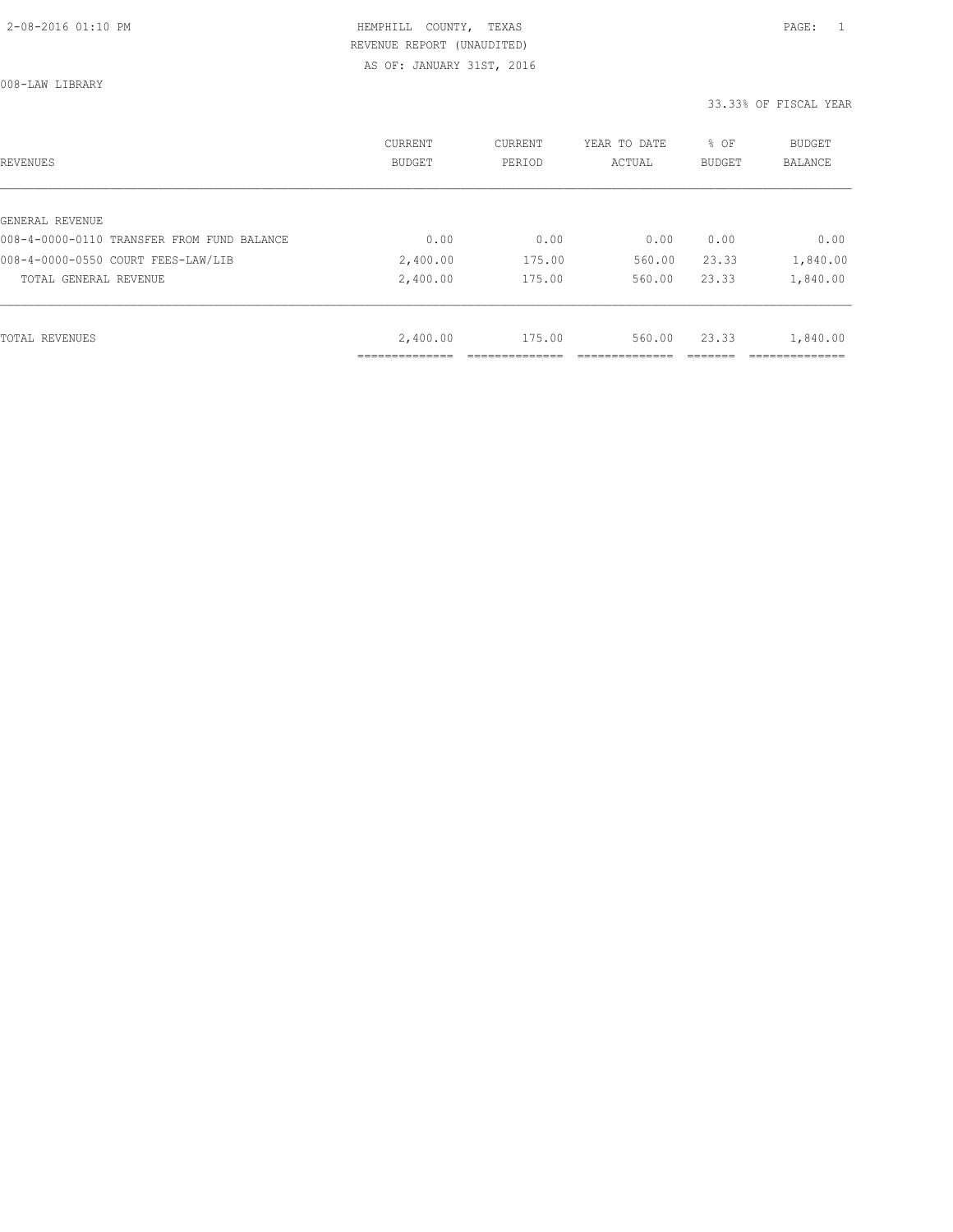HEMPHILL COUNTY, TEXAS
REVENUE REPORT (UNAUDITED)
AS OF: JANUARY 31ST, 2016

008-LAW LIBRARY

33.33% OF FISCAL YEAR

| REVENUES | CURRENT BUDGET | CURRENT PERIOD | YEAR TO DATE ACTUAL | % OF BUDGET | BUDGET BALANCE |
|---|---|---|---|---|---|
| GENERAL REVENUE | | | | | |
| 008-4-0000-0110 TRANSFER FROM FUND BALANCE | 0.00 | 0.00 | 0.00 | 0.00 | 0.00 |
| 008-4-0000-0550 COURT FEES-LAW/LIB | 2,400.00 | 175.00 | 560.00 | 23.33 | 1,840.00 |
| TOTAL GENERAL REVENUE | 2,400.00 | 175.00 | 560.00 | 23.33 | 1,840.00 |
| TOTAL REVENUES | 2,400.00 | 175.00 | 560.00 | 23.33 | 1,840.00 |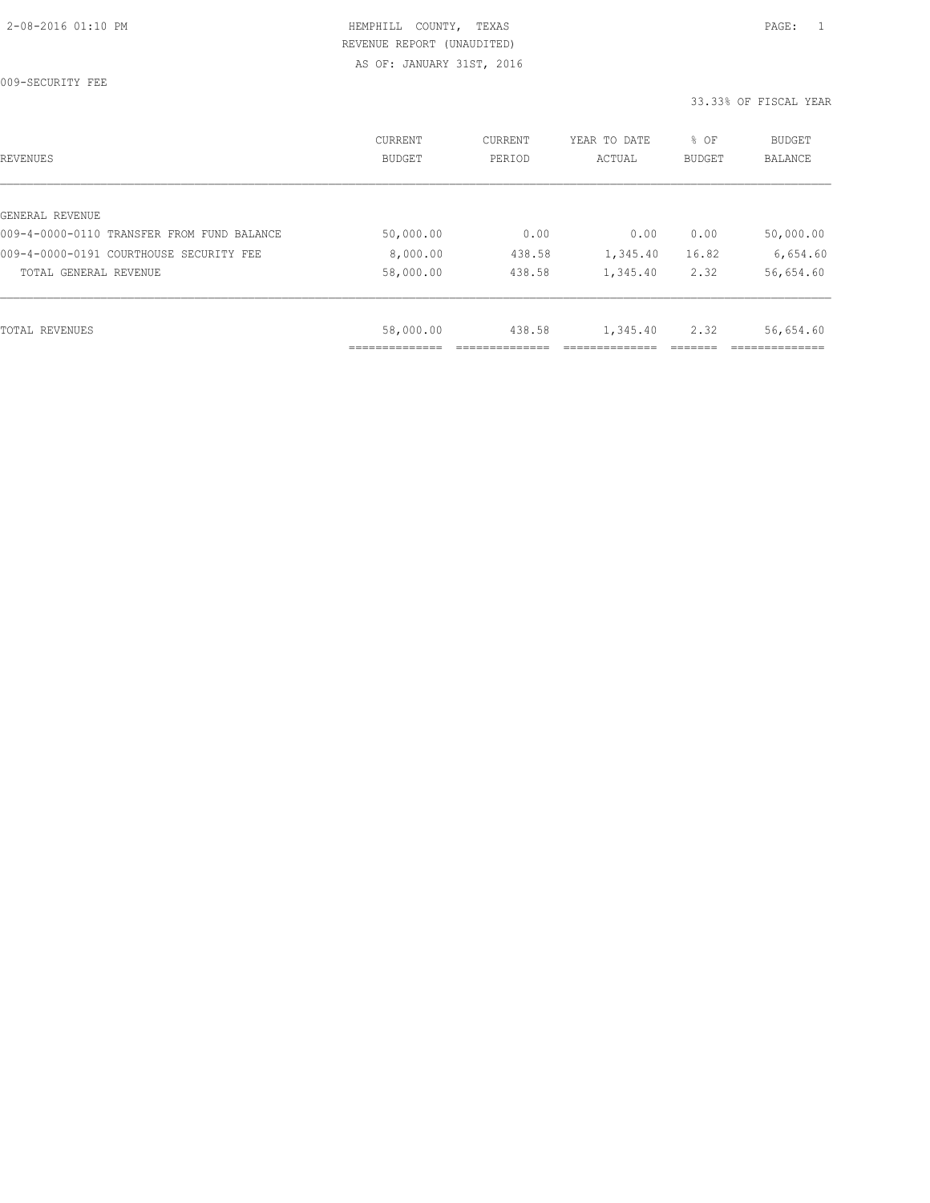HEMPHILL COUNTY, TEXAS
REVENUE REPORT (UNAUDITED)
AS OF: JANUARY 31ST, 2016

009-SECURITY FEE

33.33% OF FISCAL YEAR

| REVENUES | CURRENT BUDGET | CURRENT PERIOD | YEAR TO DATE ACTUAL | % OF BUDGET | BUDGET BALANCE |
|---|---|---|---|---|---|
| GENERAL REVENUE | | | | | |
| 009-4-0000-0110 TRANSFER FROM FUND BALANCE | 50,000.00 | 0.00 | 0.00 | 0.00 | 50,000.00 |
| 009-4-0000-0191 COURTHOUSE SECURITY FEE | 8,000.00 | 438.58 | 1,345.40 | 16.82 | 6,654.60 |
| TOTAL GENERAL REVENUE | 58,000.00 | 438.58 | 1,345.40 | 2.32 | 56,654.60 |
| TOTAL REVENUES | 58,000.00 | 438.58 | 1,345.40 | 2.32 | 56,654.60 |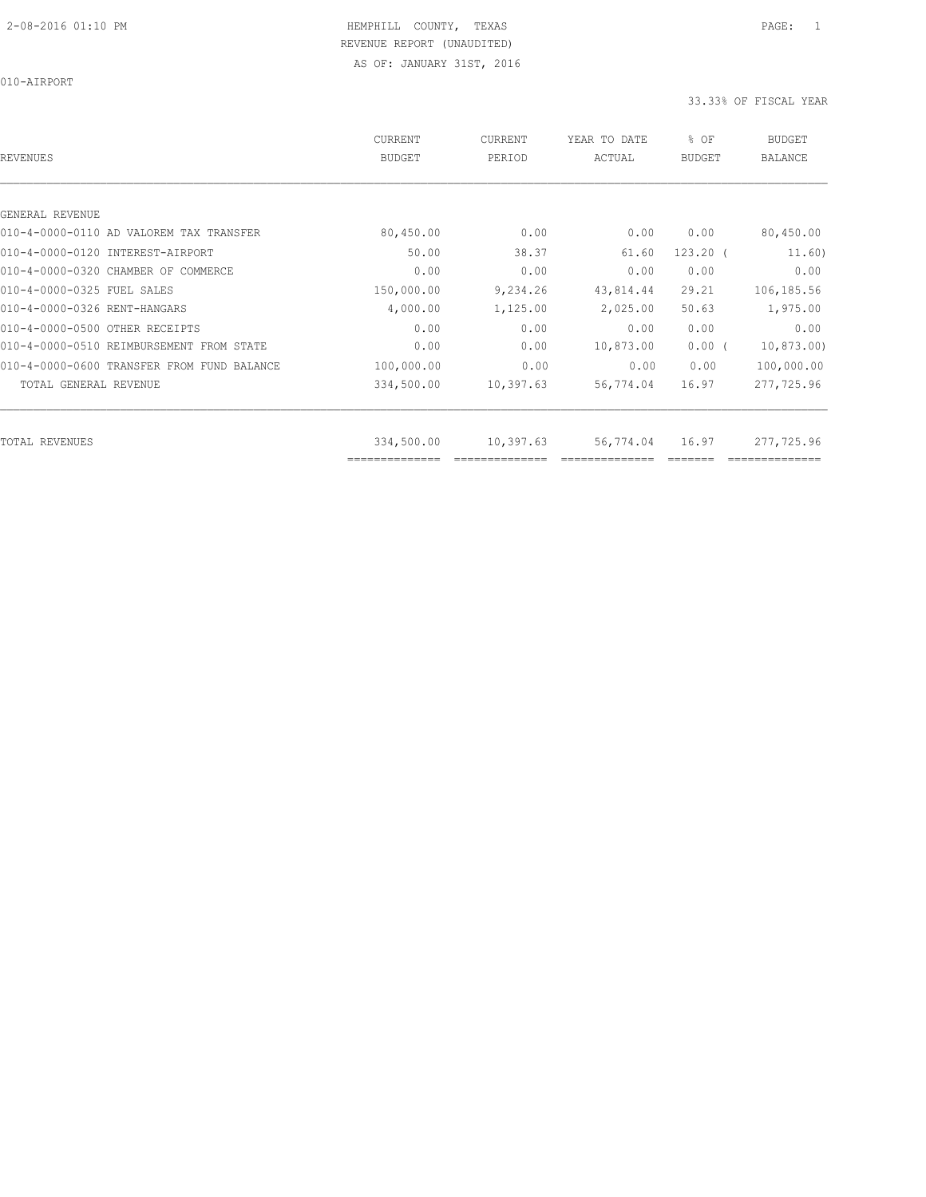HEMPHILL COUNTY, TEXAS
REVENUE REPORT (UNAUDITED)
AS OF: JANUARY 31ST, 2016

010-AIRPORT

33.33% OF FISCAL YEAR

| REVENUES | CURRENT BUDGET | CURRENT PERIOD | YEAR TO DATE ACTUAL | % OF BUDGET | BUDGET BALANCE |
|---|---|---|---|---|---|
| GENERAL REVENUE | | | | | |
| 010-4-0000-0110 AD VALOREM TAX TRANSFER | 80,450.00 | 0.00 | 0.00 | 0.00 | 80,450.00 |
| 010-4-0000-0120 INTEREST-AIRPORT | 50.00 | 38.37 | 61.60 | 123.20 ( | 11.60) |
| 010-4-0000-0320 CHAMBER OF COMMERCE | 0.00 | 0.00 | 0.00 | 0.00 | 0.00 |
| 010-4-0000-0325 FUEL SALES | 150,000.00 | 9,234.26 | 43,814.44 | 29.21 | 106,185.56 |
| 010-4-0000-0326 RENT-HANGARS | 4,000.00 | 1,125.00 | 2,025.00 | 50.63 | 1,975.00 |
| 010-4-0000-0500 OTHER RECEIPTS | 0.00 | 0.00 | 0.00 | 0.00 | 0.00 |
| 010-4-0000-0510 REIMBURSEMENT FROM STATE | 0.00 | 0.00 | 10,873.00 | 0.00 ( | 10,873.00) |
| 010-4-0000-0600 TRANSFER FROM FUND BALANCE | 100,000.00 | 0.00 | 0.00 | 0.00 | 100,000.00 |
| TOTAL GENERAL REVENUE | 334,500.00 | 10,397.63 | 56,774.04 | 16.97 | 277,725.96 |
| TOTAL REVENUES | 334,500.00 | 10,397.63 | 56,774.04 | 16.97 | 277,725.96 |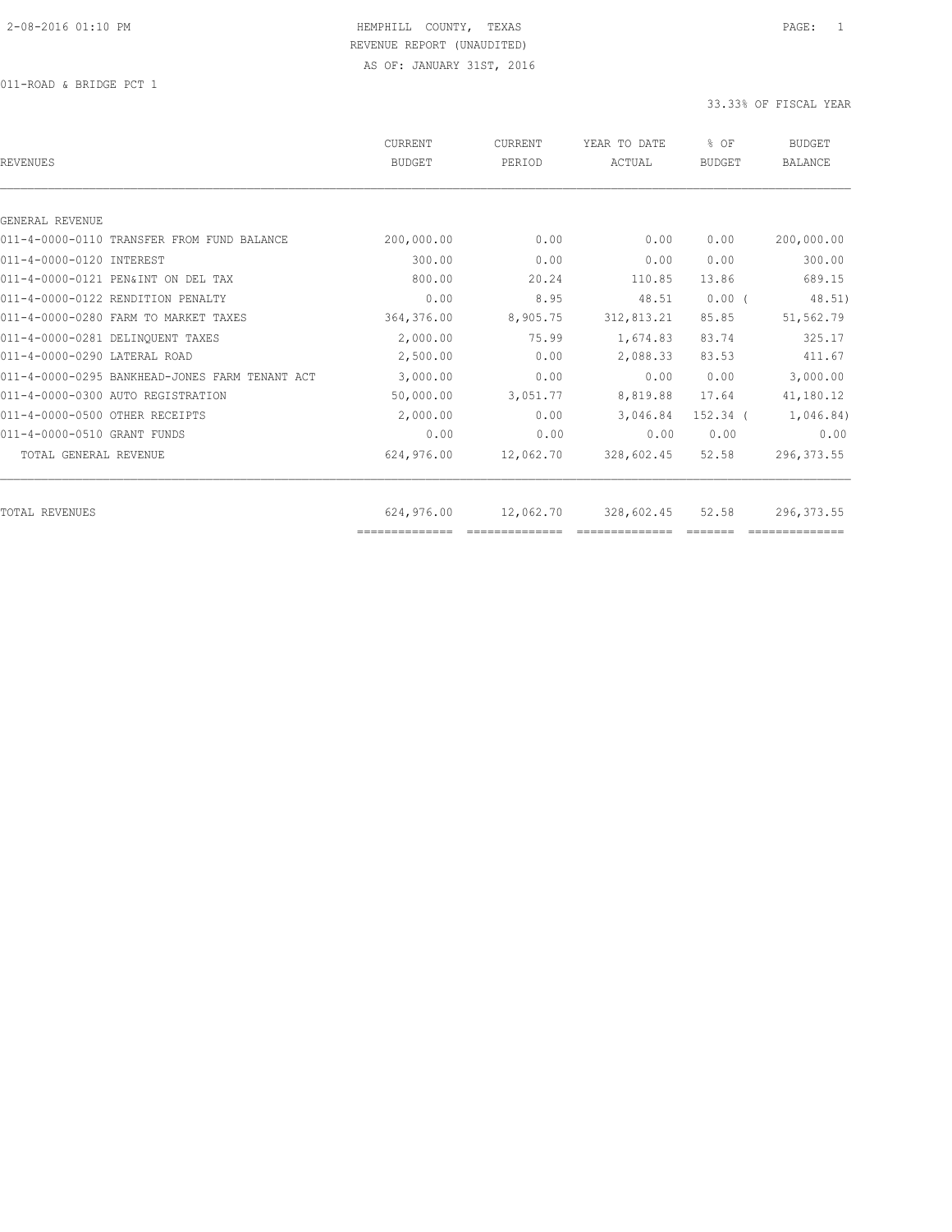HEMPHILL COUNTY, TEXAS

REVENUE REPORT (UNAUDITED)

AS OF: JANUARY 31ST, 2016

011-ROAD & BRIDGE PCT 1

33.33% OF FISCAL YEAR

| REVENUES | CURRENT BUDGET | CURRENT PERIOD | YEAR TO DATE ACTUAL | % OF BUDGET | BUDGET BALANCE |
|---|---|---|---|---|---|
| GENERAL REVENUE | | | | | |
| 011-4-0000-0110 TRANSFER FROM FUND BALANCE | 200,000.00 | 0.00 | 0.00 | 0.00 | 200,000.00 |
| 011-4-0000-0120 INTEREST | 300.00 | 0.00 | 0.00 | 0.00 | 300.00 |
| 011-4-0000-0121 PEN&INT ON DEL TAX | 800.00 | 20.24 | 110.85 | 13.86 | 689.15 |
| 011-4-0000-0122 RENDITION PENALTY | 0.00 | 8.95 | 48.51 | 0.00 ( | 48.51) |
| 011-4-0000-0280 FARM TO MARKET TAXES | 364,376.00 | 8,905.75 | 312,813.21 | 85.85 | 51,562.79 |
| 011-4-0000-0281 DELINQUENT TAXES | 2,000.00 | 75.99 | 1,674.83 | 83.74 | 325.17 |
| 011-4-0000-0290 LATERAL ROAD | 2,500.00 | 0.00 | 2,088.33 | 83.53 | 411.67 |
| 011-4-0000-0295 BANKHEAD-JONES FARM TENANT ACT | 3,000.00 | 0.00 | 0.00 | 0.00 | 3,000.00 |
| 011-4-0000-0300 AUTO REGISTRATION | 50,000.00 | 3,051.77 | 8,819.88 | 17.64 | 41,180.12 |
| 011-4-0000-0500 OTHER RECEIPTS | 2,000.00 | 0.00 | 3,046.84 | 152.34 ( | 1,046.84) |
| 011-4-0000-0510 GRANT FUNDS | 0.00 | 0.00 | 0.00 | 0.00 | 0.00 |
| TOTAL GENERAL REVENUE | 624,976.00 | 12,062.70 | 328,602.45 | 52.58 | 296,373.55 |
| TOTAL REVENUES | 624,976.00 | 12,062.70 | 328,602.45 | 52.58 | 296,373.55 |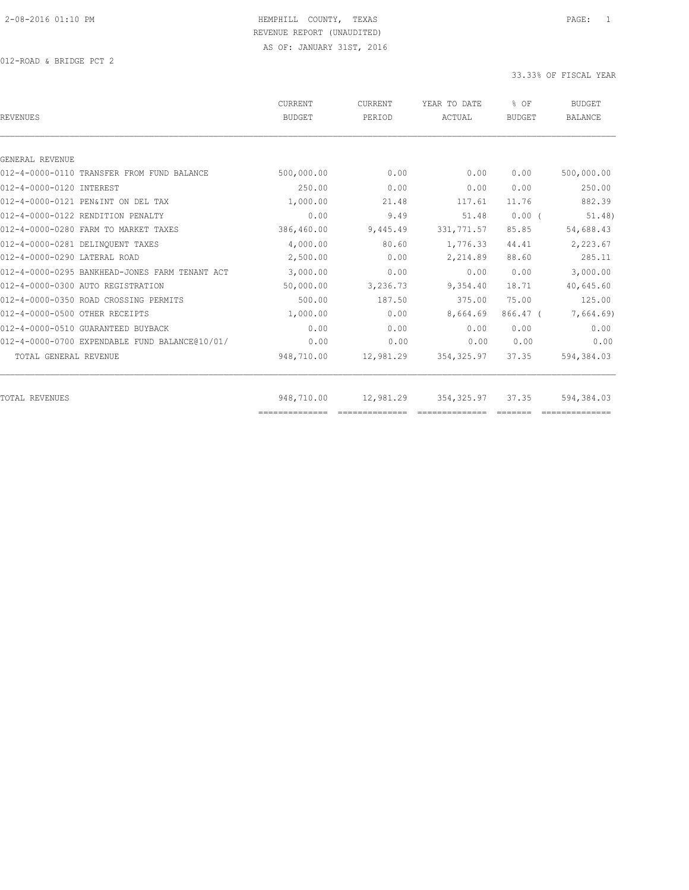HEMPHILL COUNTY, TEXAS
REVENUE REPORT (UNAUDITED)
AS OF: JANUARY 31ST, 2016

012-ROAD & BRIDGE PCT 2

33.33% OF FISCAL YEAR

| REVENUES | CURRENT BUDGET | CURRENT PERIOD | YEAR TO DATE ACTUAL | % OF BUDGET | BUDGET BALANCE |
|---|---|---|---|---|---|
| GENERAL REVENUE | | | | | |
| 012-4-0000-0110 TRANSFER FROM FUND BALANCE | 500,000.00 | 0.00 | 0.00 | 0.00 | 500,000.00 |
| 012-4-0000-0120 INTEREST | 250.00 | 0.00 | 0.00 | 0.00 | 250.00 |
| 012-4-0000-0121 PEN&INT ON DEL TAX | 1,000.00 | 21.48 | 117.61 | 11.76 | 882.39 |
| 012-4-0000-0122 RENDITION PENALTY | 0.00 | 9.49 | 51.48 | 0.00 ( | 51.48) |
| 012-4-0000-0280 FARM TO MARKET TAXES | 386,460.00 | 9,445.49 | 331,771.57 | 85.85 | 54,688.43 |
| 012-4-0000-0281 DELINQUENT TAXES | 4,000.00 | 80.60 | 1,776.33 | 44.41 | 2,223.67 |
| 012-4-0000-0290 LATERAL ROAD | 2,500.00 | 0.00 | 2,214.89 | 88.60 | 285.11 |
| 012-4-0000-0295 BANKHEAD-JONES FARM TENANT ACT | 3,000.00 | 0.00 | 0.00 | 0.00 | 3,000.00 |
| 012-4-0000-0300 AUTO REGISTRATION | 50,000.00 | 3,236.73 | 9,354.40 | 18.71 | 40,645.60 |
| 012-4-0000-0350 ROAD CROSSING PERMITS | 500.00 | 187.50 | 375.00 | 75.00 | 125.00 |
| 012-4-0000-0500 OTHER RECEIPTS | 1,000.00 | 0.00 | 8,664.69 | 866.47 ( | 7,664.69) |
| 012-4-0000-0510 GUARANTEED BUYBACK | 0.00 | 0.00 | 0.00 | 0.00 | 0.00 |
| 012-4-0000-0700 EXPENDABLE FUND BALANCE@10/01/ | 0.00 | 0.00 | 0.00 | 0.00 | 0.00 |
| TOTAL GENERAL REVENUE | 948,710.00 | 12,981.29 | 354,325.97 | 37.35 | 594,384.03 |
| TOTAL REVENUES | 948,710.00 | 12,981.29 | 354,325.97 | 37.35 | 594,384.03 |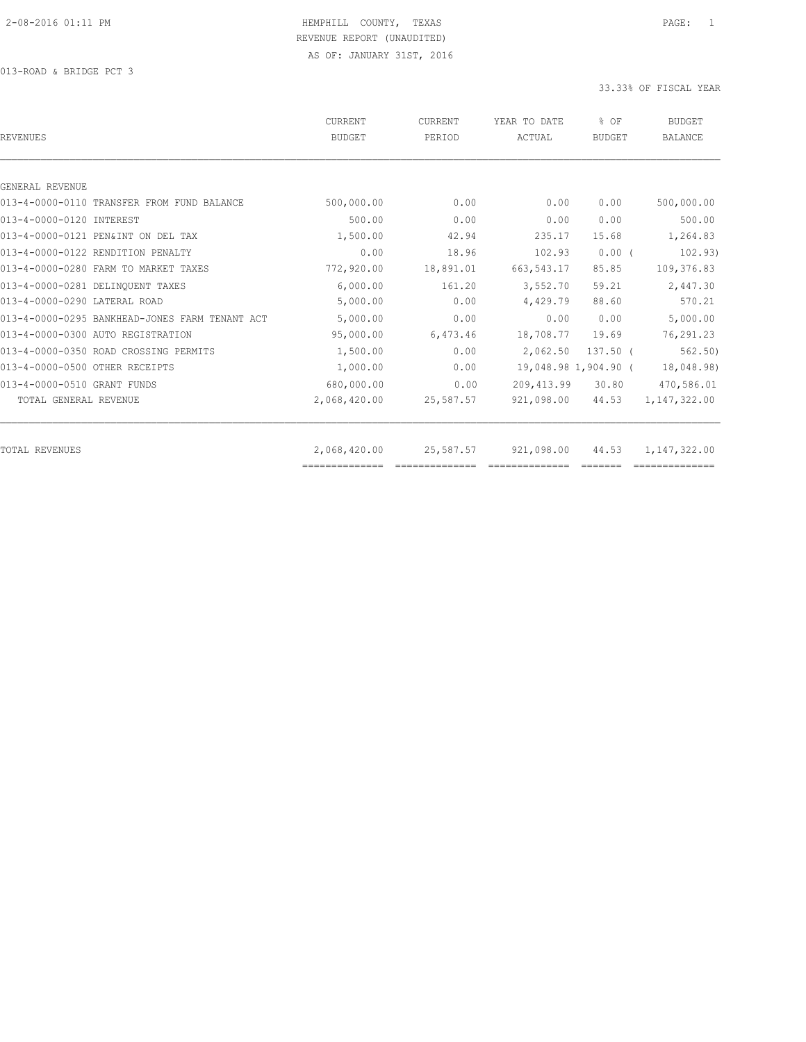2-08-2016 01:11 PM

HEMPHILL COUNTY, TEXAS

REVENUE REPORT (UNAUDITED)

AS OF: JANUARY 31ST, 2016

013-ROAD & BRIDGE PCT 3

33.33% OF FISCAL YEAR

| REVENUES | CURRENT BUDGET | CURRENT PERIOD | YEAR TO DATE ACTUAL | % OF BUDGET | BUDGET BALANCE |
|---|---|---|---|---|---|
| GENERAL REVENUE | | | | | |
| 013-4-0000-0110 TRANSFER FROM FUND BALANCE | 500,000.00 | 0.00 | 0.00 | 0.00 | 500,000.00 |
| 013-4-0000-0120 INTEREST | 500.00 | 0.00 | 0.00 | 0.00 | 500.00 |
| 013-4-0000-0121 PEN&INT ON DEL TAX | 1,500.00 | 42.94 | 235.17 | 15.68 | 1,264.83 |
| 013-4-0000-0122 RENDITION PENALTY | 0.00 | 18.96 | 102.93 | 0.00 ( | 102.93) |
| 013-4-0000-0280 FARM TO MARKET TAXES | 772,920.00 | 18,891.01 | 663,543.17 | 85.85 | 109,376.83 |
| 013-4-0000-0281 DELINQUENT TAXES | 6,000.00 | 161.20 | 3,552.70 | 59.21 | 2,447.30 |
| 013-4-0000-0290 LATERAL ROAD | 5,000.00 | 0.00 | 4,429.79 | 88.60 | 570.21 |
| 013-4-0000-0295 BANKHEAD-JONES FARM TENANT ACT | 5,000.00 | 0.00 | 0.00 | 0.00 | 5,000.00 |
| 013-4-0000-0300 AUTO REGISTRATION | 95,000.00 | 6,473.46 | 18,708.77 | 19.69 | 76,291.23 |
| 013-4-0000-0350 ROAD CROSSING PERMITS | 1,500.00 | 0.00 | 2,062.50 | 137.50 ( | 562.50) |
| 013-4-0000-0500 OTHER RECEIPTS | 1,000.00 | 0.00 | 19,048.98 | 1,904.90 ( | 18,048.98) |
| 013-4-0000-0510 GRANT FUNDS | 680,000.00 | 0.00 | 209,413.99 | 30.80 | 470,586.01 |
| TOTAL GENERAL REVENUE | 2,068,420.00 | 25,587.57 | 921,098.00 | 44.53 | 1,147,322.00 |
| TOTAL REVENUES | 2,068,420.00 | 25,587.57 | 921,098.00 | 44.53 | 1,147,322.00 |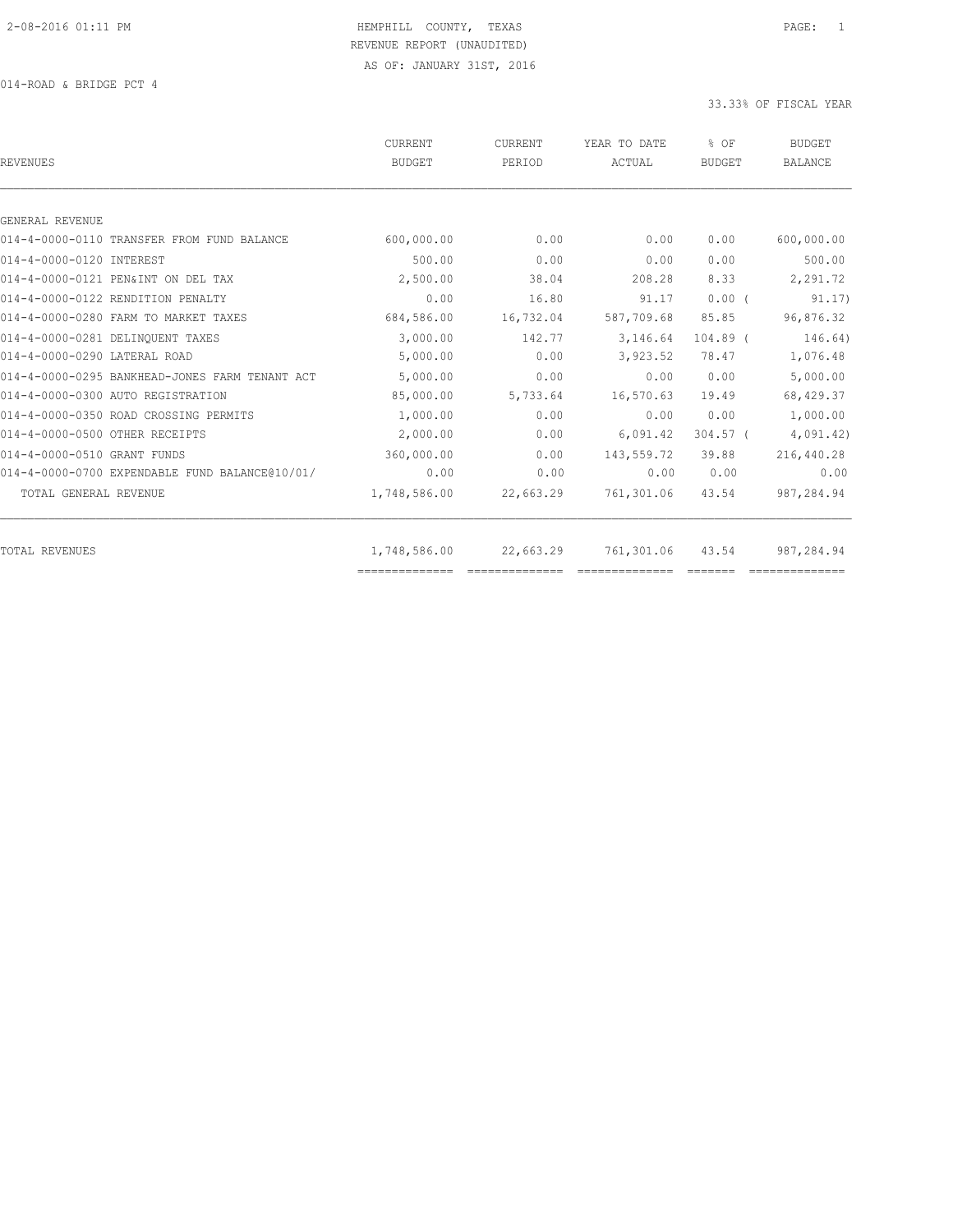2-08-2016 01:11 PM

HEMPHILL COUNTY, TEXAS
REVENUE REPORT (UNAUDITED)
AS OF: JANUARY 31ST, 2016

014-ROAD & BRIDGE PCT 4

33.33% OF FISCAL YEAR

| REVENUES | CURRENT BUDGET | CURRENT PERIOD | YEAR TO DATE ACTUAL | % OF BUDGET | BUDGET BALANCE |
|---|---|---|---|---|---|
| GENERAL REVENUE | | | | | |
| 014-4-0000-0110 TRANSFER FROM FUND BALANCE | 600,000.00 | 0.00 | 0.00 | 0.00 | 600,000.00 |
| 014-4-0000-0120 INTEREST | 500.00 | 0.00 | 0.00 | 0.00 | 500.00 |
| 014-4-0000-0121 PEN&INT ON DEL TAX | 2,500.00 | 38.04 | 208.28 | 8.33 | 2,291.72 |
| 014-4-0000-0122 RENDITION PENALTY | 0.00 | 16.80 | 91.17 | 0.00 ( | 91.17) |
| 014-4-0000-0280 FARM TO MARKET TAXES | 684,586.00 | 16,732.04 | 587,709.68 | 85.85 | 96,876.32 |
| 014-4-0000-0281 DELINQUENT TAXES | 3,000.00 | 142.77 | 3,146.64 | 104.89 ( | 146.64) |
| 014-4-0000-0290 LATERAL ROAD | 5,000.00 | 0.00 | 3,923.52 | 78.47 | 1,076.48 |
| 014-4-0000-0295 BANKHEAD-JONES FARM TENANT ACT | 5,000.00 | 0.00 | 0.00 | 0.00 | 5,000.00 |
| 014-4-0000-0300 AUTO REGISTRATION | 85,000.00 | 5,733.64 | 16,570.63 | 19.49 | 68,429.37 |
| 014-4-0000-0350 ROAD CROSSING PERMITS | 1,000.00 | 0.00 | 0.00 | 0.00 | 1,000.00 |
| 014-4-0000-0500 OTHER RECEIPTS | 2,000.00 | 0.00 | 6,091.42 | 304.57 ( | 4,091.42) |
| 014-4-0000-0510 GRANT FUNDS | 360,000.00 | 0.00 | 143,559.72 | 39.88 | 216,440.28 |
| 014-4-0000-0700 EXPENDABLE FUND BALANCE@10/01/ | 0.00 | 0.00 | 0.00 | 0.00 | 0.00 |
| TOTAL GENERAL REVENUE | 1,748,586.00 | 22,663.29 | 761,301.06 | 43.54 | 987,284.94 |
| TOTAL REVENUES | 1,748,586.00 | 22,663.29 | 761,301.06 | 43.54 | 987,284.94 |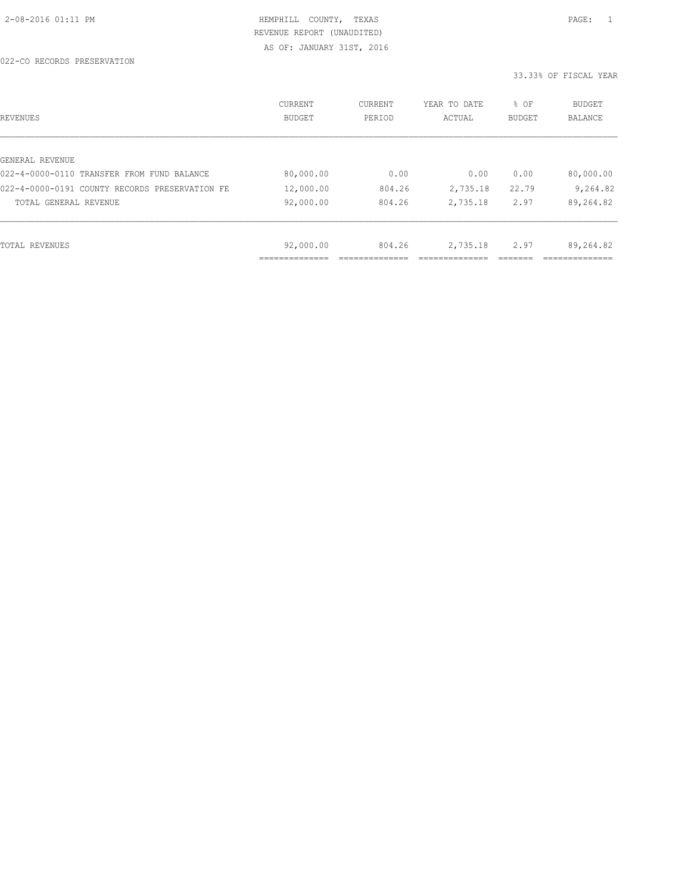HEMPHILL COUNTY, TEXAS

REVENUE REPORT (UNAUDITED)

AS OF: JANUARY 31ST, 2016

022-CO RECORDS PRESERVATION

33.33% OF FISCAL YEAR

| REVENUES | CURRENT BUDGET | CURRENT PERIOD | YEAR TO DATE ACTUAL | % OF BUDGET | BUDGET BALANCE |
|---|---|---|---|---|---|
| GENERAL REVENUE | | | | | |
| 022-4-0000-0110 TRANSFER FROM FUND BALANCE | 80,000.00 | 0.00 | 0.00 | 0.00 | 80,000.00 |
| 022-4-0000-0191 COUNTY RECORDS PRESERVATION FE | 12,000.00 | 804.26 | 2,735.18 | 22.79 | 9,264.82 |
| TOTAL GENERAL REVENUE | 92,000.00 | 804.26 | 2,735.18 | 2.97 | 89,264.82 |
| TOTAL REVENUES | 92,000.00 | 804.26 | 2,735.18 | 2.97 | 89,264.82 |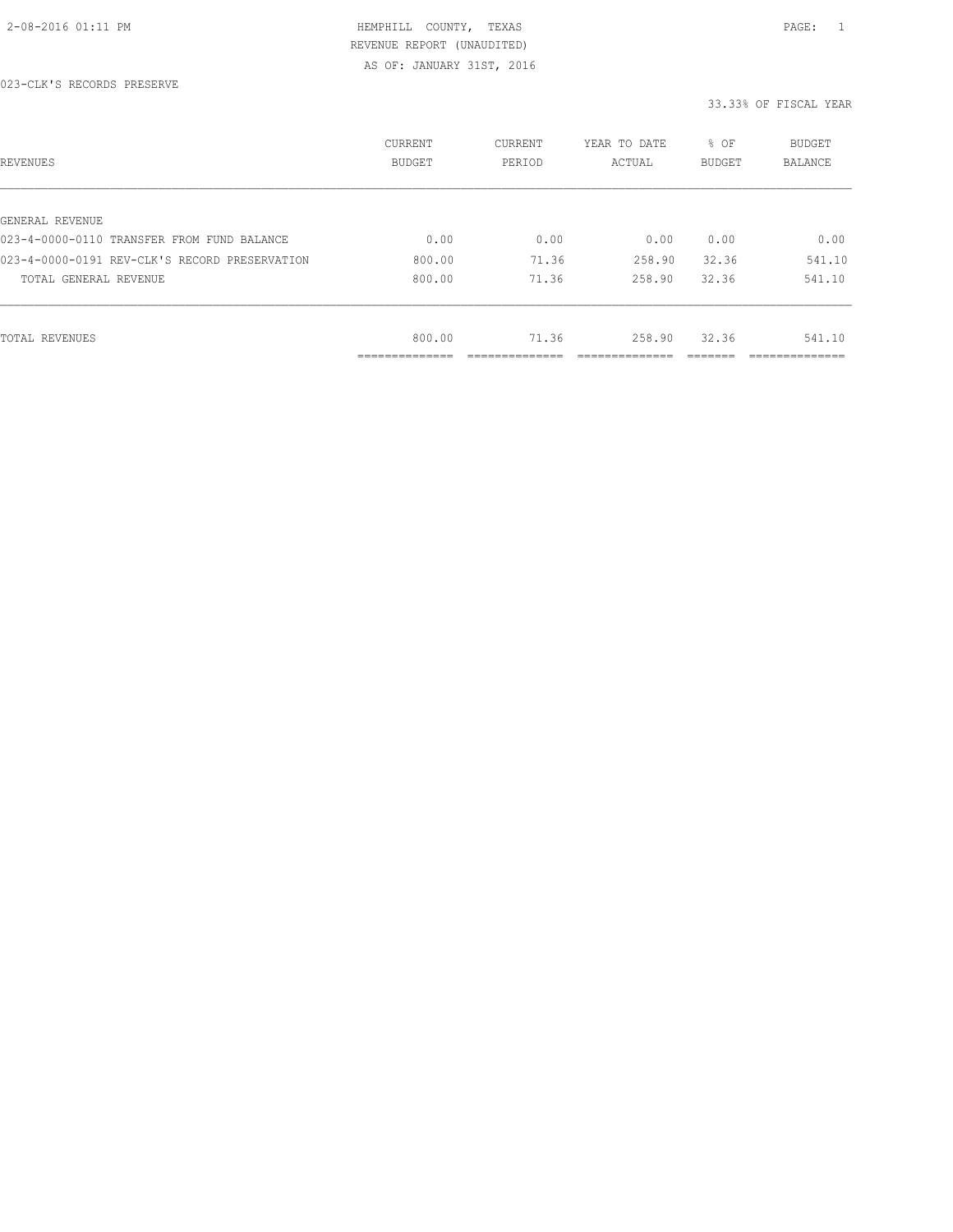HEMPHILL COUNTY, TEXAS
REVENUE REPORT (UNAUDITED)
AS OF: JANUARY 31ST, 2016

2-08-2016 01:11 PM

023-CLK'S RECORDS PRESERVE

33.33% OF FISCAL YEAR

| REVENUES | CURRENT BUDGET | CURRENT PERIOD | YEAR TO DATE ACTUAL | % OF BUDGET | BUDGET BALANCE |
|---|---|---|---|---|---|
| GENERAL REVENUE | | | | | |
| 023-4-0000-0110 TRANSFER FROM FUND BALANCE | 0.00 | 0.00 | 0.00 | 0.00 | 0.00 |
| 023-4-0000-0191 REV-CLK'S RECORD PRESERVATION | 800.00 | 71.36 | 258.90 | 32.36 | 541.10 |
| TOTAL GENERAL REVENUE | 800.00 | 71.36 | 258.90 | 32.36 | 541.10 |
| TOTAL REVENUES | 800.00 | 71.36 | 258.90 | 32.36 | 541.10 |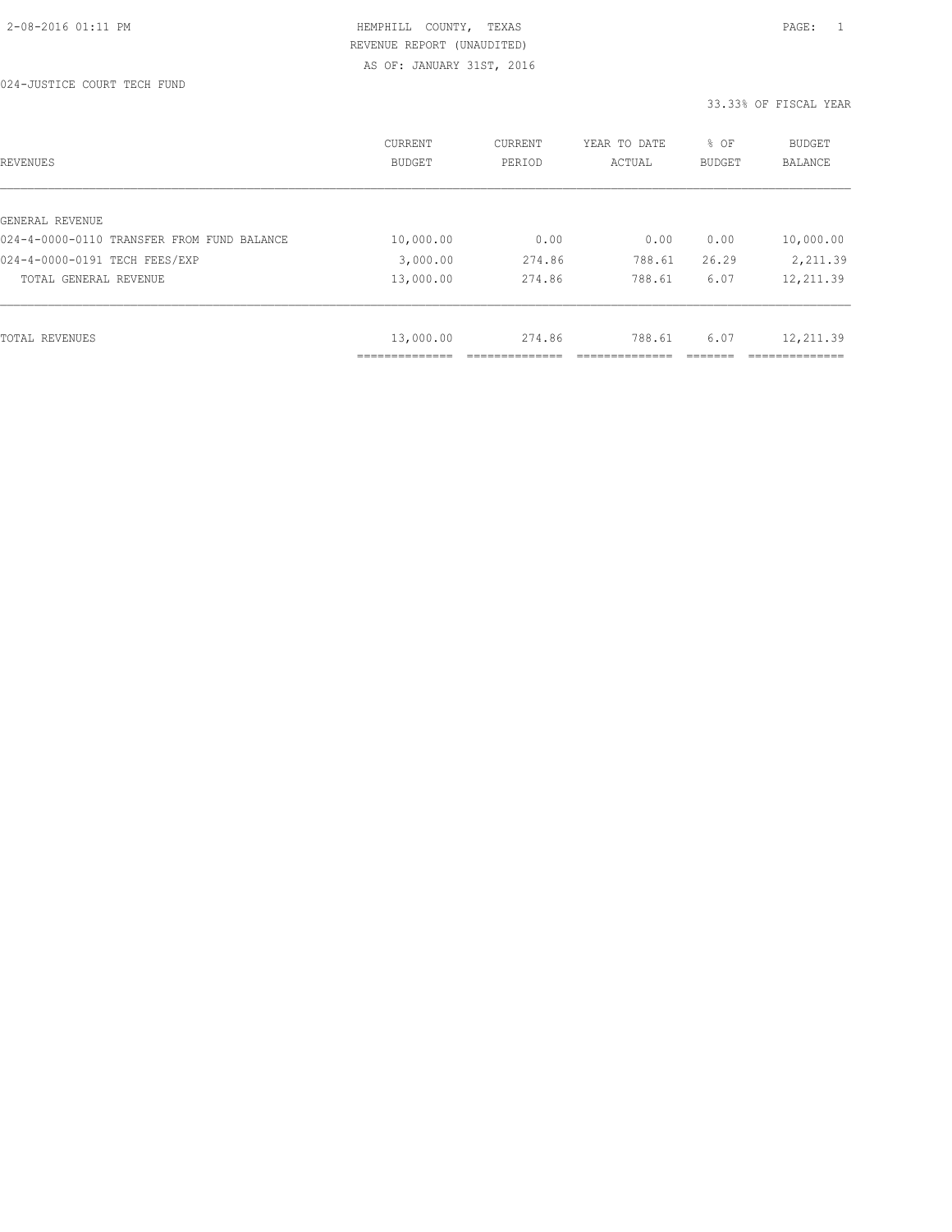HEMPHILL COUNTY, TEXAS

REVENUE REPORT (UNAUDITED)

AS OF: JANUARY 31ST, 2016

024-JUSTICE COURT TECH FUND

33.33% OF FISCAL YEAR

| REVENUES | CURRENT BUDGET | CURRENT PERIOD | YEAR TO DATE ACTUAL | % OF BUDGET | BUDGET BALANCE |
|---|---|---|---|---|---|
| GENERAL REVENUE | | | | | |
| 024-4-0000-0110 TRANSFER FROM FUND BALANCE | 10,000.00 | 0.00 | 0.00 | 0.00 | 10,000.00 |
| 024-4-0000-0191 TECH FEES/EXP | 3,000.00 | 274.86 | 788.61 | 26.29 | 2,211.39 |
| TOTAL GENERAL REVENUE | 13,000.00 | 274.86 | 788.61 | 6.07 | 12,211.39 |
| TOTAL REVENUES | 13,000.00 | 274.86 | 788.61 | 6.07 | 12,211.39 |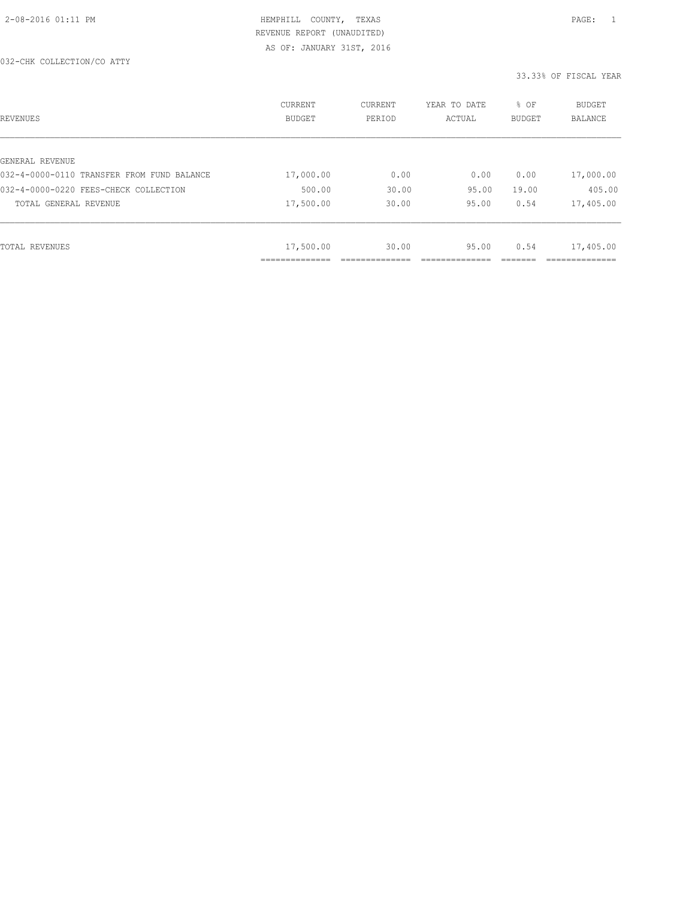HEMPHILL COUNTY, TEXAS
REVENUE REPORT (UNAUDITED)
AS OF: JANUARY 31ST, 2016

032-CHK COLLECTION/CO ATTY

33.33% OF FISCAL YEAR

| REVENUES | CURRENT BUDGET | CURRENT PERIOD | YEAR TO DATE ACTUAL | % OF BUDGET | BUDGET BALANCE |
|---|---|---|---|---|---|
| GENERAL REVENUE | | | | | |
| 032-4-0000-0110 TRANSFER FROM FUND BALANCE | 17,000.00 | 0.00 | 0.00 | 0.00 | 17,000.00 |
| 032-4-0000-0220 FEES-CHECK COLLECTION | 500.00 | 30.00 | 95.00 | 19.00 | 405.00 |
| TOTAL GENERAL REVENUE | 17,500.00 | 30.00 | 95.00 | 0.54 | 17,405.00 |
| TOTAL REVENUES | 17,500.00 | 30.00 | 95.00 | 0.54 | 17,405.00 |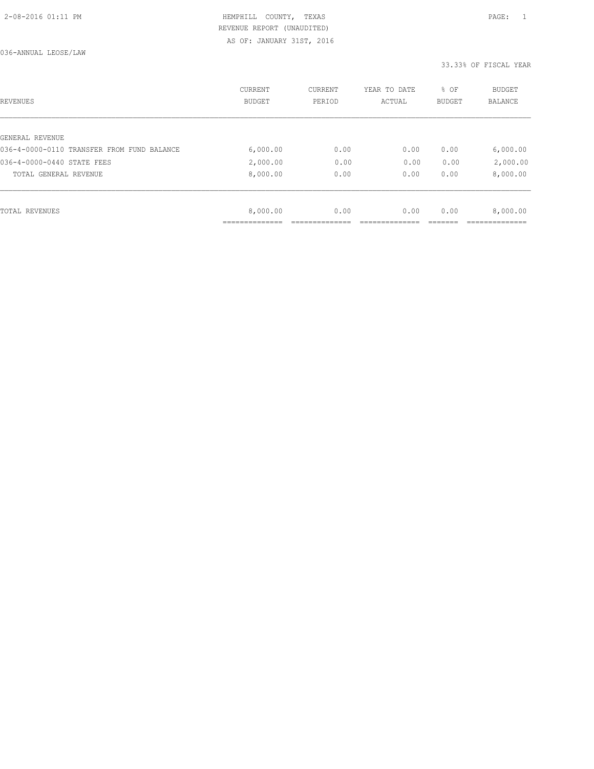HEMPHILL COUNTY, TEXAS
REVENUE REPORT (UNAUDITED)
AS OF: JANUARY 31ST, 2016

036-ANNUAL LEOSE/LAW

33.33% OF FISCAL YEAR

| REVENUES | CURRENT BUDGET | CURRENT PERIOD | YEAR TO DATE ACTUAL | % OF BUDGET | BUDGET BALANCE |
|---|---|---|---|---|---|
| GENERAL REVENUE | | | | | |
| 036-4-0000-0110 TRANSFER FROM FUND BALANCE | 6,000.00 | 0.00 | 0.00 | 0.00 | 6,000.00 |
| 036-4-0000-0440 STATE FEES | 2,000.00 | 0.00 | 0.00 | 0.00 | 2,000.00 |
| TOTAL GENERAL REVENUE | 8,000.00 | 0.00 | 0.00 | 0.00 | 8,000.00 |
| TOTAL REVENUES | 8,000.00 | 0.00 | 0.00 | 0.00 | 8,000.00 |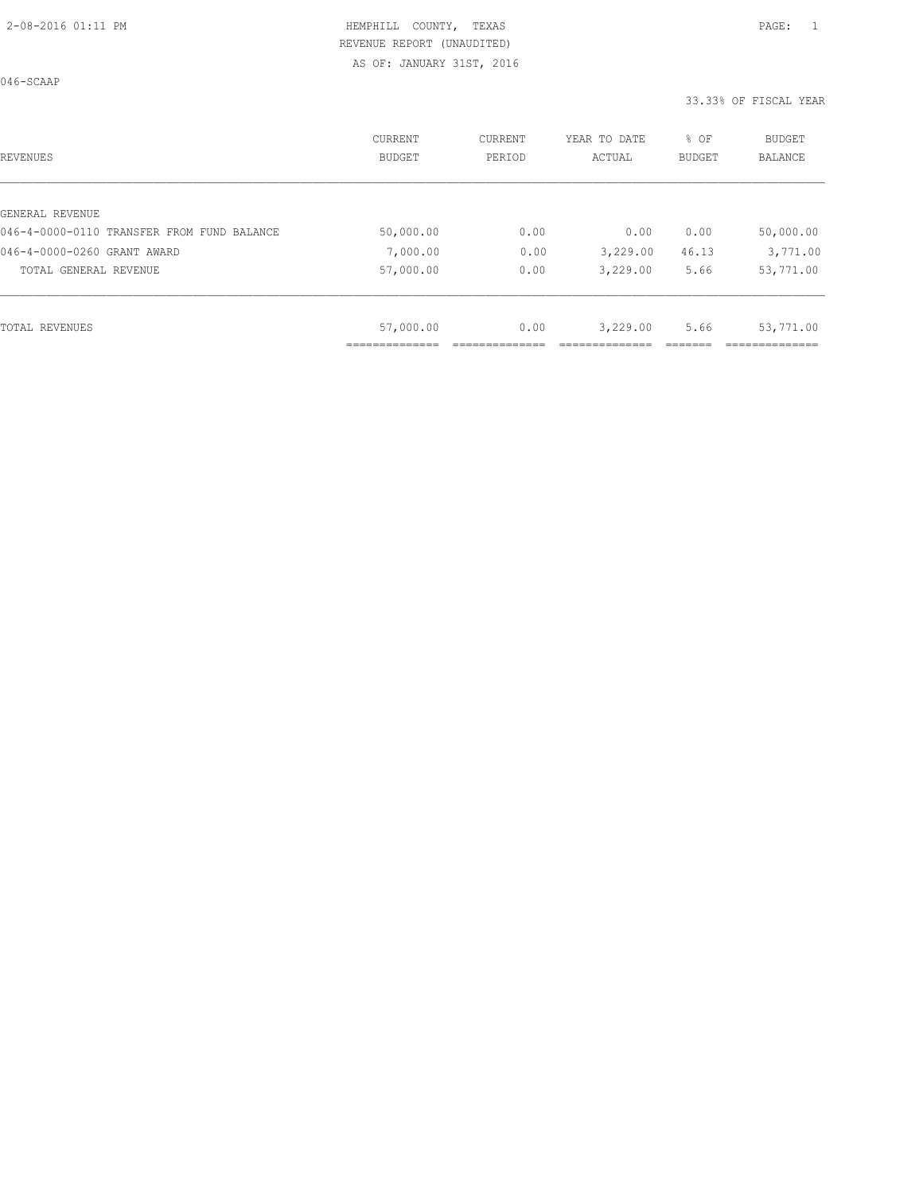HEMPHILL COUNTY, TEXAS
REVENUE REPORT (UNAUDITED)
AS OF: JANUARY 31ST, 2016

046-SCAAP

33.33% OF FISCAL YEAR

| REVENUES | CURRENT BUDGET | CURRENT PERIOD | YEAR TO DATE ACTUAL | % OF BUDGET | BUDGET BALANCE |
|---|---|---|---|---|---|
| GENERAL REVENUE | | | | | |
| 046-4-0000-0110 TRANSFER FROM FUND BALANCE | 50,000.00 | 0.00 | 0.00 | 0.00 | 50,000.00 |
| 046-4-0000-0260 GRANT AWARD | 7,000.00 | 0.00 | 3,229.00 | 46.13 | 3,771.00 |
| TOTAL GENERAL REVENUE | 57,000.00 | 0.00 | 3,229.00 | 5.66 | 53,771.00 |
| TOTAL REVENUES | 57,000.00 | 0.00 | 3,229.00 | 5.66 | 53,771.00 |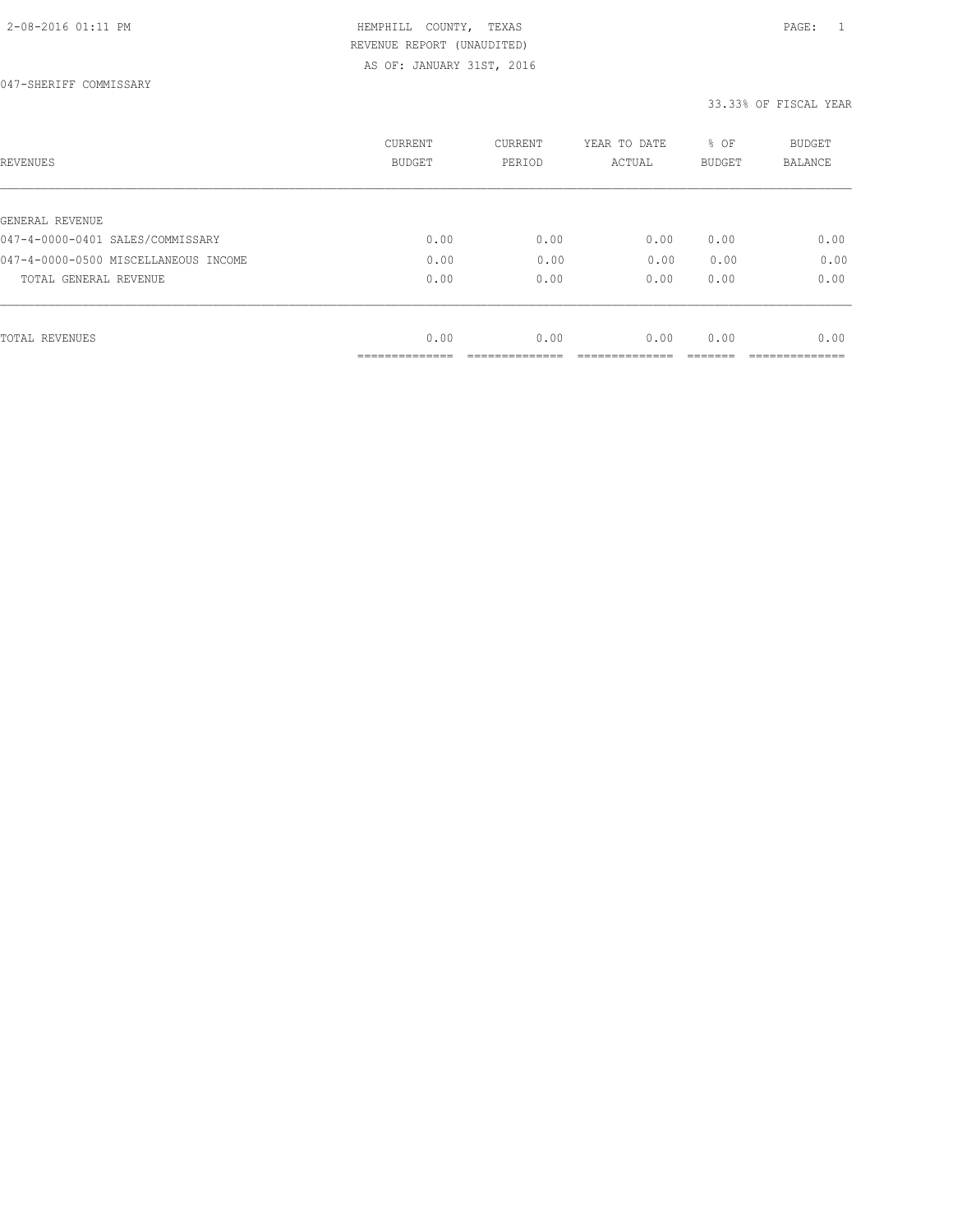HEMPHILL COUNTY, TEXAS
REVENUE REPORT (UNAUDITED)
AS OF: JANUARY 31ST, 2016

047-SHERIFF COMMISSARY

33.33% OF FISCAL YEAR

| REVENUES | CURRENT BUDGET | CURRENT PERIOD | YEAR TO DATE ACTUAL | % OF BUDGET | BUDGET BALANCE |
|---|---|---|---|---|---|
| GENERAL REVENUE | | | | | |
| 047-4-0000-0401 SALES/COMMISSARY | 0.00 | 0.00 | 0.00 | 0.00 | 0.00 |
| 047-4-0000-0500 MISCELLANEOUS INCOME | 0.00 | 0.00 | 0.00 | 0.00 | 0.00 |
| TOTAL GENERAL REVENUE | 0.00 | 0.00 | 0.00 | 0.00 | 0.00 |
| TOTAL REVENUES | 0.00 | 0.00 | 0.00 | 0.00 | 0.00 |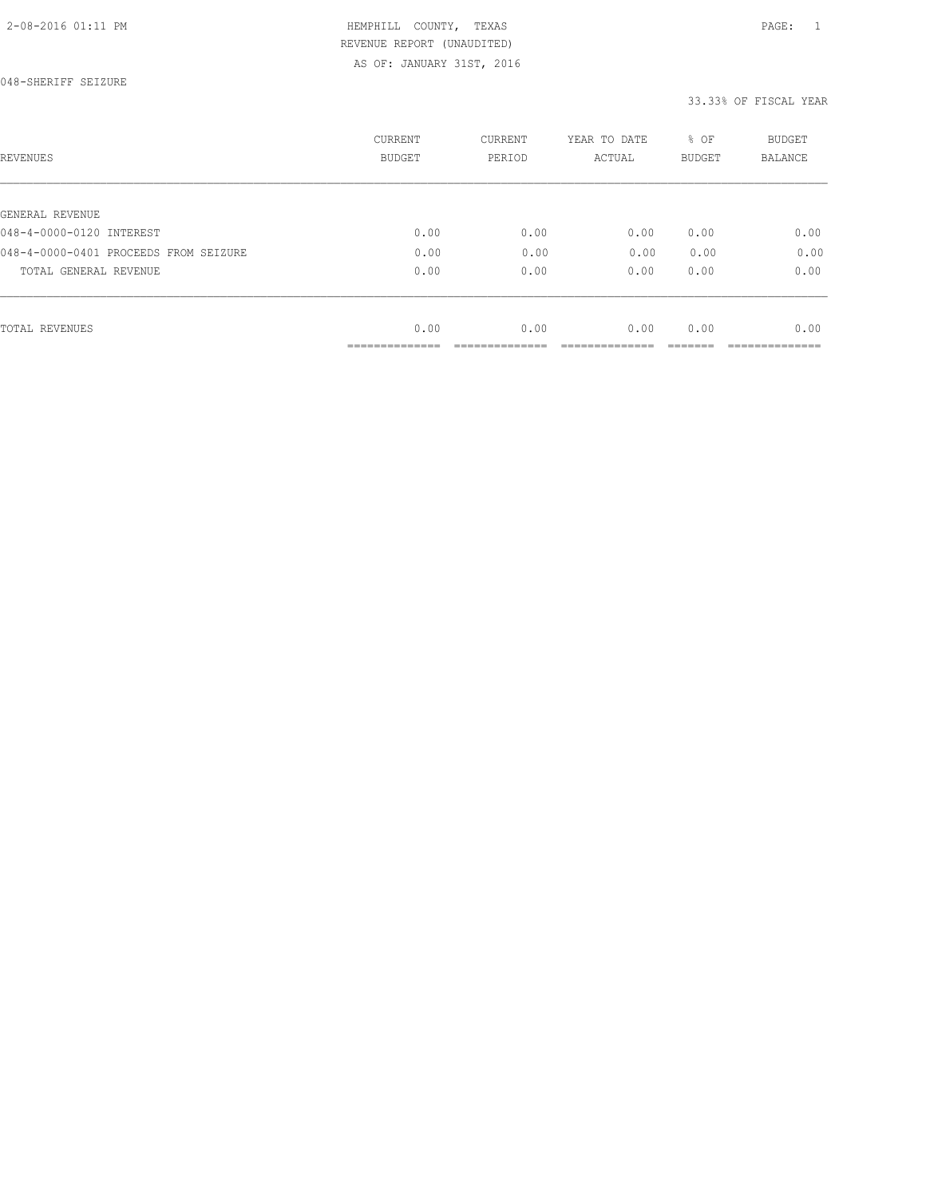HEMPHILL COUNTY, TEXAS
REVENUE REPORT (UNAUDITED)
AS OF: JANUARY 31ST, 2016

048-SHERIFF SEIZURE

33.33% OF FISCAL YEAR

| REVENUES | CURRENT BUDGET | CURRENT PERIOD | YEAR TO DATE ACTUAL | % OF BUDGET | BUDGET BALANCE |
|---|---|---|---|---|---|
| GENERAL REVENUE | | | | | |
| 048-4-0000-0120 INTEREST | 0.00 | 0.00 | 0.00 | 0.00 | 0.00 |
| 048-4-0000-0401 PROCEEDS FROM SEIZURE | 0.00 | 0.00 | 0.00 | 0.00 | 0.00 |
| TOTAL GENERAL REVENUE | 0.00 | 0.00 | 0.00 | 0.00 | 0.00 |
| TOTAL REVENUES | 0.00 | 0.00 | 0.00 | 0.00 | 0.00 |